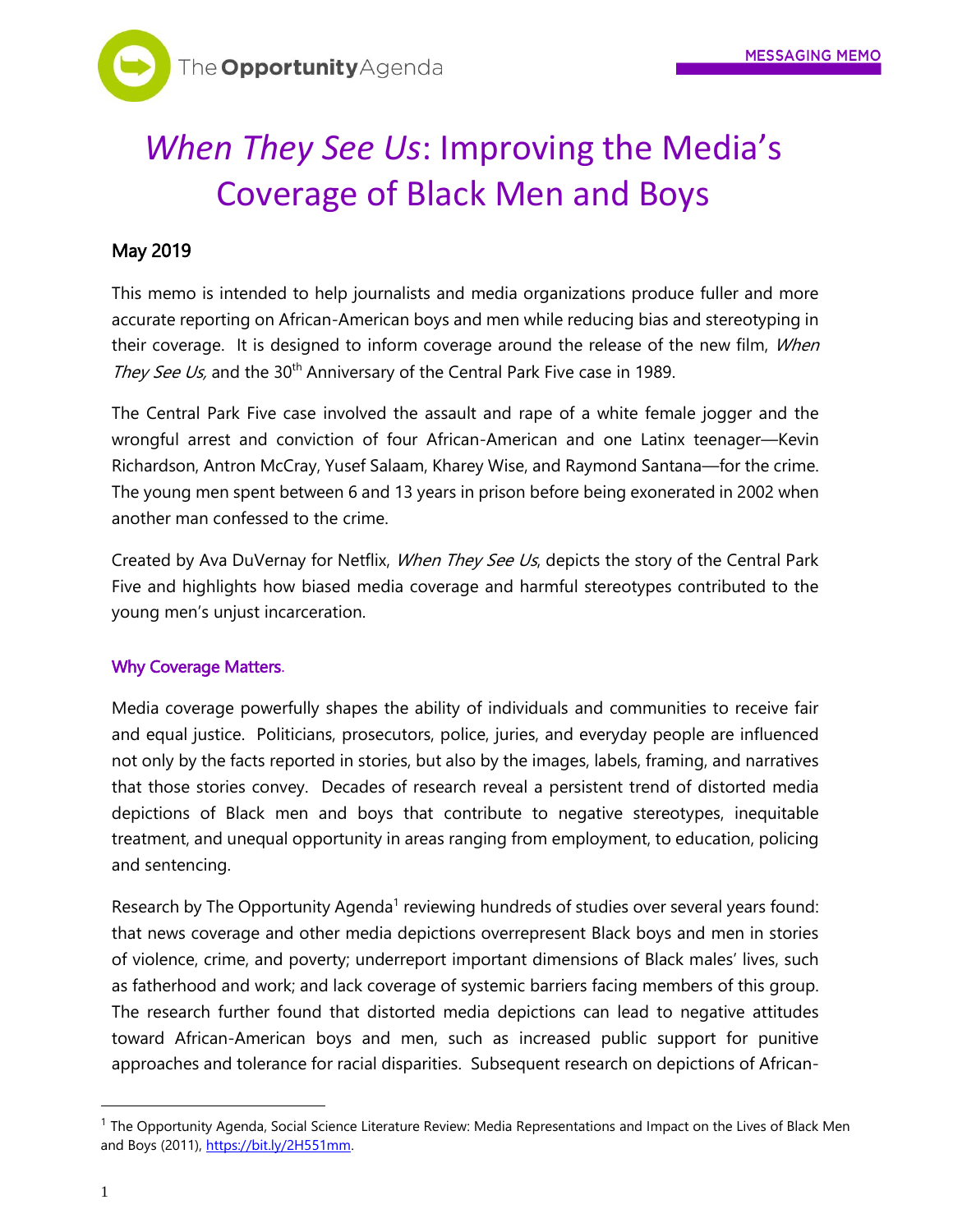MESSAGING MEMO

# *When They See Us*: Improving the Media's Coverage of Black Men and Boys

May 2019

This memo is intended to help journalists and media organizations produce fuller and more accurate reporting on African-American boys and men while reducing bias and stereotyping in their coverage. It is designed to inform coverage around the release of the new film, *When They See Us,* and the 30th Anniversary of the Central Park Five case in 1989.

The Central Park Five case involved the assault and rape of a white female jogger and the wrongful arrest and conviction of four African-American and one Latinx teenager—Kevin Richardson, Antron McCray, Yusef Salaam, Kharey Wise, and Raymond Santana—for the crime. The young men spent between 6 and 13 years in prison before being exonerated in 2002 when another man confessed to the crime.

Created by Ava DuVernay for Netflix, *When They See Us*, depicts the story of the Central Park Five and highlights how biased media coverage and harmful stereotypes contributed to the young men's unjust incarceration.

## Why Coverage Matters.

Media coverage powerfully shapes the ability of individuals and communities to receive fair and equal justice. Politicians, prosecutors, police, juries, and everyday people are influenced not only by the facts reported in stories, but also by the images, labels, framing, and narratives that those stories convey. Decades of research reveal a persistent trend of distorted media depictions of Black men and boys that contribute to negative stereotypes, inequitable treatment, and unequal opportunity in areas ranging from employment, to education, policing and sentencing.

Research by The Opportunity Agenda[1] reviewing hundreds of studies over several years found: that news coverage and other media depictions overrepresent Black boys and men in stories of violence, crime, and poverty; underreport important dimensions of Black males' lives, such as fatherhood and work; and lack coverage of systemic barriers facing members of this group. The research further found that distorted media depictions can lead to negative attitudes toward African-American boys and men, such as increased public support for punitive approaches and tolerance for racial disparities. Subsequent research on depictions of African-

[1] The Opportunity Agenda, Social Science Literature Review: Media Representations and Impact on the Lives of Black Men and Boys (2011), https://bit.ly/2H551mm.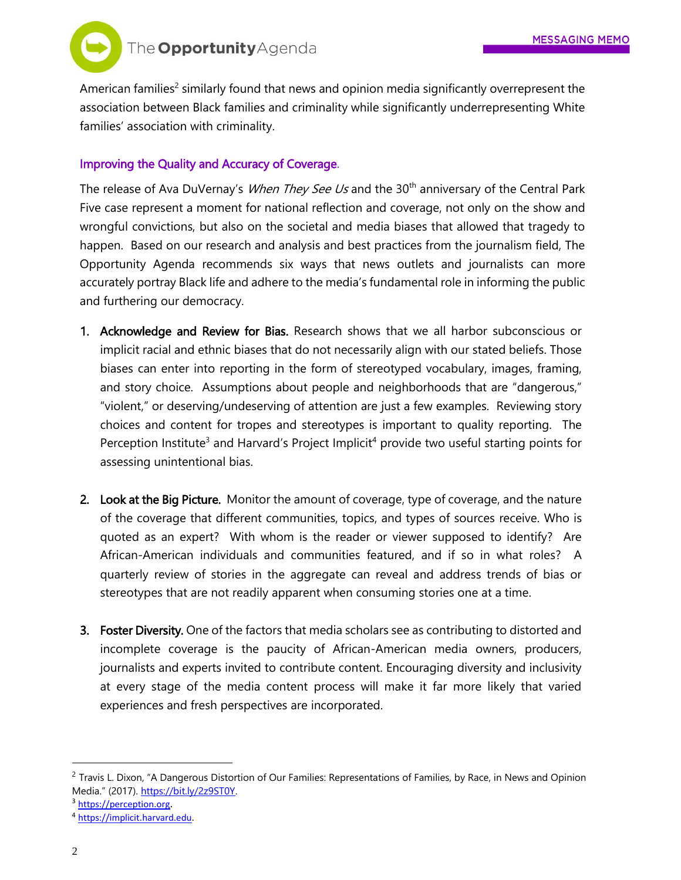American families[2] similarly found that news and opinion media significantly overrepresent the association between Black families and criminality while significantly underrepresenting White families' association with criminality.

### Improving the Quality and Accuracy of Coverage.

The release of Ava DuVernay's *When They See Us* and the 30th anniversary of the Central Park Five case represent a moment for national reflection and coverage, not only on the show and wrongful convictions, but also on the societal and media biases that allowed that tragedy to happen. Based on our research and analysis and best practices from the journalism field, The Opportunity Agenda recommends six ways that news outlets and journalists can more accurately portray Black life and adhere to the media's fundamental role in informing the public and furthering our democracy.

1. **Acknowledge and Review for Bias.** Research shows that we all harbor subconscious or implicit racial and ethnic biases that do not necessarily align with our stated beliefs. Those biases can enter into reporting in the form of stereotyped vocabulary, images, framing, and story choice. Assumptions about people and neighborhoods that are "dangerous," "violent," or deserving/undeserving of attention are just a few examples. Reviewing story choices and content for tropes and stereotypes is important to quality reporting. The Perception Institute[3] and Harvard's Project Implicit[4] provide two useful starting points for assessing unintentional bias.

2. **Look at the Big Picture.** Monitor the amount of coverage, type of coverage, and the nature of the coverage that different communities, topics, and types of sources receive. Who is quoted as an expert? With whom is the reader or viewer supposed to identify? Are African-American individuals and communities featured, and if so in what roles? A quarterly review of stories in the aggregate can reveal and address trends of bias or stereotypes that are not readily apparent when consuming stories one at a time.

3. **Foster Diversity.** One of the factors that media scholars see as contributing to distorted and incomplete coverage is the paucity of African-American media owners, producers, journalists and experts invited to contribute content. Encouraging diversity and inclusivity at every stage of the media content process will make it far more likely that varied experiences and fresh perspectives are incorporated.

---

[2] Travis L. Dixon, "A Dangerous Distortion of Our Families: Representations of Families, by Race, in News and Opinion Media." (2017). https://bit.ly/2z9ST0Y.

[3] https://perception.org.

[4] https://implicit.harvard.edu.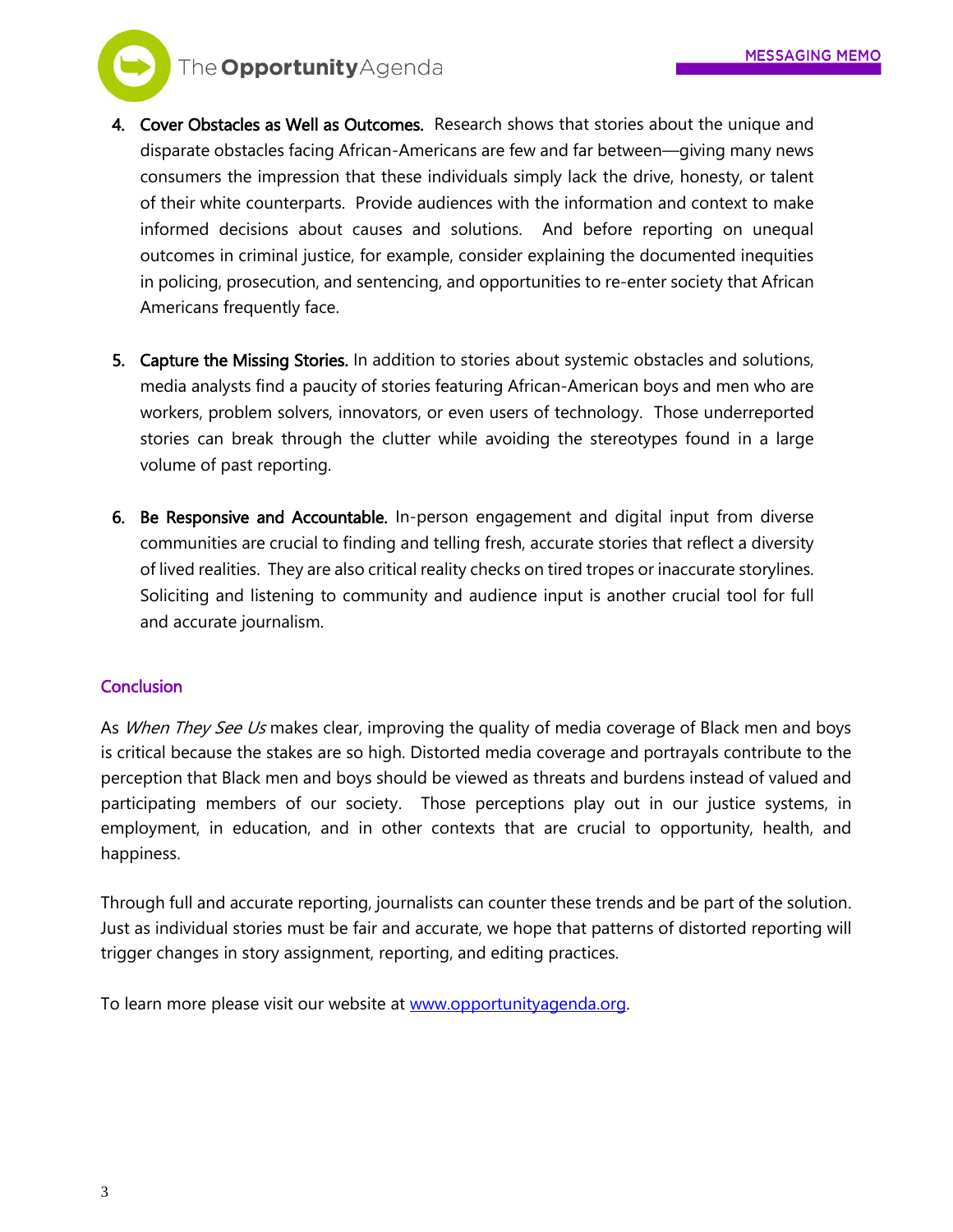4. **Cover Obstacles as Well as Outcomes.** Research shows that stories about the unique and disparate obstacles facing African-Americans are few and far between—giving many news consumers the impression that these individuals simply lack the drive, honesty, or talent of their white counterparts. Provide audiences with the information and context to make informed decisions about causes and solutions. And before reporting on unequal outcomes in criminal justice, for example, consider explaining the documented inequities in policing, prosecution, and sentencing, and opportunities to re-enter society that African Americans frequently face.

5. **Capture the Missing Stories.** In addition to stories about systemic obstacles and solutions, media analysts find a paucity of stories featuring African-American boys and men who are workers, problem solvers, innovators, or even users of technology. Those underreported stories can break through the clutter while avoiding the stereotypes found in a large volume of past reporting.

6. **Be Responsive and Accountable.** In-person engagement and digital input from diverse communities are crucial to finding and telling fresh, accurate stories that reflect a diversity of lived realities. They are also critical reality checks on tired tropes or inaccurate storylines. Soliciting and listening to community and audience input is another crucial tool for full and accurate journalism.

## Conclusion

As *When They See Us* makes clear, improving the quality of media coverage of Black men and boys is critical because the stakes are so high. Distorted media coverage and portrayals contribute to the perception that Black men and boys should be viewed as threats and burdens instead of valued and participating members of our society. Those perceptions play out in our justice systems, in employment, in education, and in other contexts that are crucial to opportunity, health, and happiness.

Through full and accurate reporting, journalists can counter these trends and be part of the solution. Just as individual stories must be fair and accurate, we hope that patterns of distorted reporting will trigger changes in story assignment, reporting, and editing practices.

To learn more please visit our website at www.opportunityagenda.org.